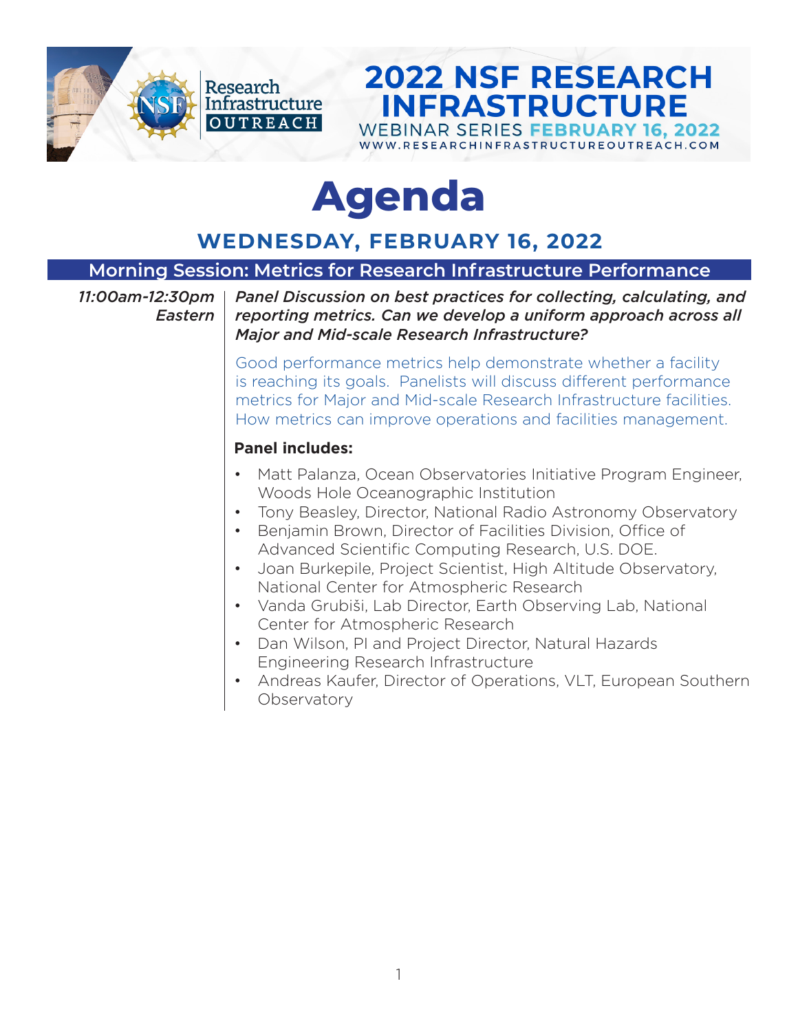Research Infrastructure OUTREACH

# 2022 NSF RESEARCH INFRASTRUCTURE

WEBINAR SERIES **FEBRUARY 16, 2022**

WWW.RESEARCHINFRASTRUCTUREOUTREACH.COM

# Agenda

## WEDNESDAY, FEBRUARY 16, 2022

### Morning Session: Metrics for Research Infrastructure Performance

*11:00am-12:30pm Eastern*

***Panel Discussion on best practices for collecting, calculating, and reporting metrics. Can we develop a uniform approach across all Major and Mid-scale Research Infrastructure?***

Good performance metrics help demonstrate whether a facility is reaching its goals. Panelists will discuss different performance metrics for Major and Mid-scale Research Infrastructure facilities. How metrics can improve operations and facilities management.

**Panel includes:**

- Matt Palanza, Ocean Observatories Initiative Program Engineer, Woods Hole Oceanographic Institution
- Tony Beasley, Director, National Radio Astronomy Observatory
- Benjamin Brown, Director of Facilities Division, Office of Advanced Scientific Computing Research, U.S. DOE.
- Joan Burkepile, Project Scientist, High Altitude Observatory, National Center for Atmospheric Research
- Vanda Grubiši, Lab Director, Earth Observing Lab, National Center for Atmospheric Research
- Dan Wilson, PI and Project Director, Natural Hazards Engineering Research Infrastructure
- Andreas Kaufer, Director of Operations, VLT, European Southern Observatory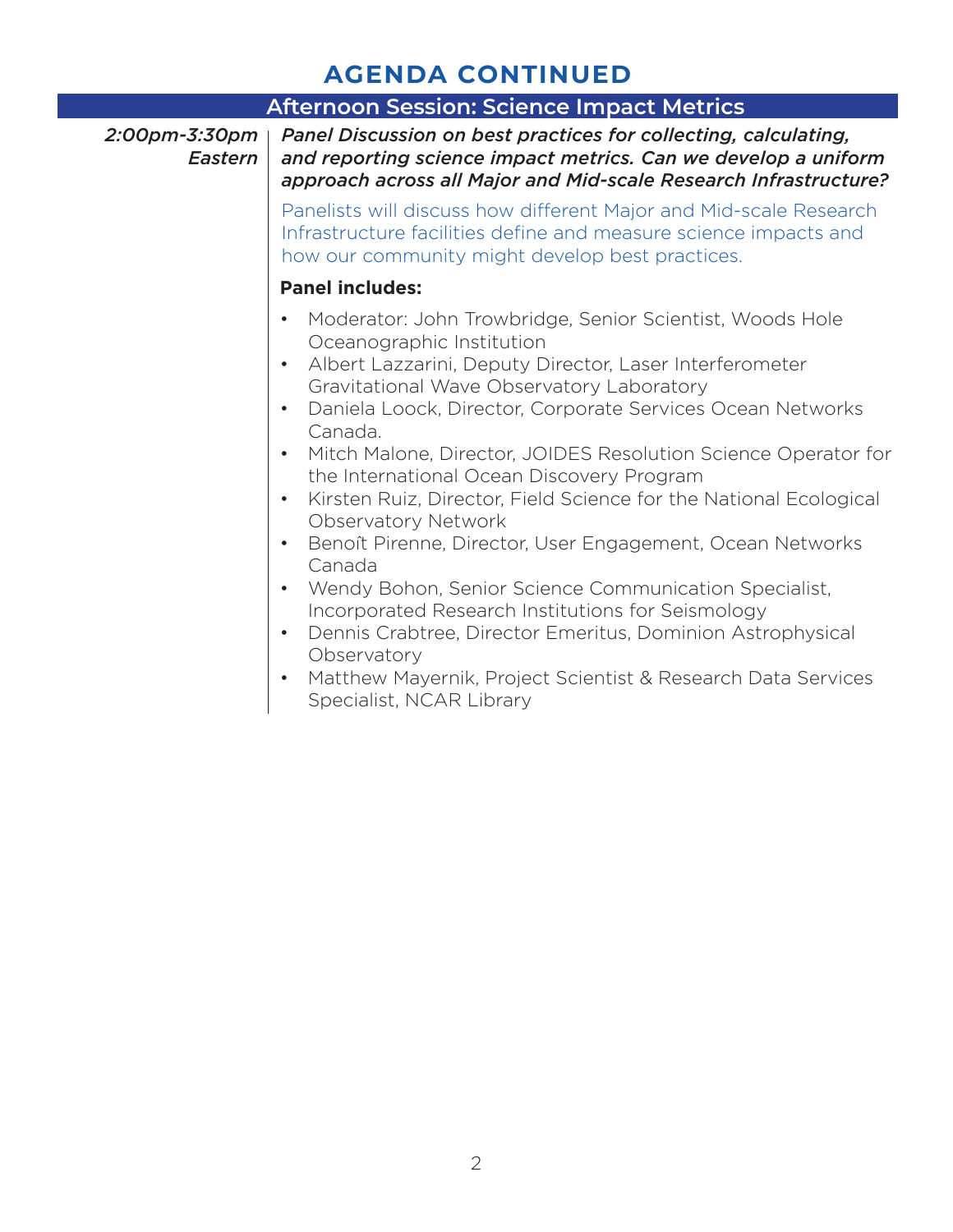# AGENDA CONTINUED

## Afternoon Session: Science Impact Metrics

*2:00pm-3:30pm Eastern*

***Panel Discussion on best practices for collecting, calculating, and reporting science impact metrics. Can we develop a uniform approach across all Major and Mid-scale Research Infrastructure?***

Panelists will discuss how different Major and Mid-scale Research Infrastructure facilities define and measure science impacts and how our community might develop best practices.

**Panel includes:**

- Moderator: John Trowbridge, Senior Scientist, Woods Hole Oceanographic Institution
- Albert Lazzarini, Deputy Director, Laser Interferometer Gravitational Wave Observatory Laboratory
- Daniela Loock, Director, Corporate Services Ocean Networks Canada.
- Mitch Malone, Director, JOIDES Resolution Science Operator for the International Ocean Discovery Program
- Kirsten Ruiz, Director, Field Science for the National Ecological Observatory Network
- Benoît Pirenne, Director, User Engagement, Ocean Networks Canada
- Wendy Bohon, Senior Science Communication Specialist, Incorporated Research Institutions for Seismology
- Dennis Crabtree, Director Emeritus, Dominion Astrophysical Observatory
- Matthew Mayernik, Project Scientist & Research Data Services Specialist, NCAR Library